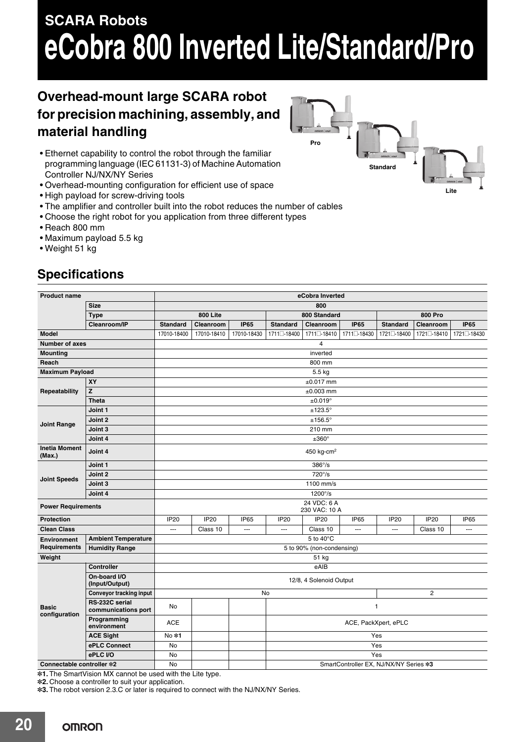# SCARA Robots

# eCobra 800 Inverted Lite/Standard/Pro

## Overhead-mount large SCARA robot for precision machining, assembly, and material handling

- Ethernet capability to control the robot through the familiar programming language (IEC 61131-3) of Machine Automation Controller NJ/NX/NY Series
- Overhead-mounting configuration for efficient use of space
- High payload for screw-driving tools
- The amplifier and controller built into the robot reduces the number of cables
- Choose the right robot for you application from three different types
- Reach 800 mm
- Maximum payload 5.5 kg
- Weight 51 kg

## Specifications

| Product name | | eCobra Inverted | | | | | | | | |
|---|---|---|---|---|---|---|---|---|---|---|
| | Size | 800 | | | | | | | | |
| | Type | 800 Lite | | | 800 Standard | | | 800 Pro | | |
| | Cleanroom/IP | Standard | Cleanroom | IP65 | Standard | Cleanroom | IP65 | Standard | Cleanroom | IP65 |
| Model | | 17010-18400 | 17010-18410 | 17010-18430 | 1711□-18400 | 1711□-18410 | 1711□-18430 | 1721□-18400 | 1721□-18410 | 1721□-18430 |
| Number of axes | | 4 | | | | | | | | |
| Mounting | | inverted | | | | | | | | |
| Reach | | 800 mm | | | | | | | | |
| Maximum Payload | | 5.5 kg | | | | | | | | |
| Repeatability | XY | ±0.017 mm | | | | | | | | |
| | Z | ±0.003 mm | | | | | | | | |
| | Theta | ±0.019° | | | | | | | | |
| Joint Range | Joint 1 | ±123.5° | | | | | | | | |
| | Joint 2 | ±156.5° | | | | | | | | |
| | Joint 3 | 210 mm | | | | | | | | |
| | Joint 4 | ±360° | | | | | | | | |
| Inetia Moment (Max.) | Joint 4 | 450 kg-cm$^2$ | | | | | | | | |
| Joint Speeds | Joint 1 | 386°/s | | | | | | | | |
| | Joint 2 | 720°/s | | | | | | | | |
| | Joint 3 | 1100 mm/s | | | | | | | | |
| | Joint 4 | 1200°/s | | | | | | | | |
| Power Requirements | | 24 VDC: 6 A<br>230 VAC: 10 A | | | | | | | | |
| Protection | | IP20 | IP20 | IP65 | IP20 | IP20 | IP65 | IP20 | IP20 | IP65 |
| Clean Class | | --- | Class 10 | --- | --- | Class 10 | --- | --- | Class 10 | --- |
| Environment Requirements | Ambient Temperature | 5 to 40°C | | | | | | | | |
| | Humidity Range | 5 to 90% (non-condensing) | | | | | | | | |
| Weight | | 51 kg | | | | | | | | |
| Basic configuration | Controller | eAIB | | | | | | | | |
| | On-board I/O (Input/Output) | 12/8, 4 Solenoid Output | | | | | | | | |
| | Conveyor tracking input | No | | | | | | 2 | | |
| | RS-232C serial communications port | No | | | 1 | | | | | |
| | Programming environment | ACE | | | ACE, PackXpert, ePLC | | | | | |
| | ACE Sight | No *1 | | | Yes | | | | | |
| | ePLC Connect | No | | | Yes | | | | | |
| | ePLC I/O | No | | | Yes | | | | | |
| Connectable controller *2 | | No | | | SmartController EX, NJ/NX/NY Series *3 | | | | | |

*1. The SmartVision MX cannot be used with the Lite type.
*2. Choose a controller to suit your application.
*3. The robot version 2.3.C or later is required to connect with the NJ/NX/NY Series.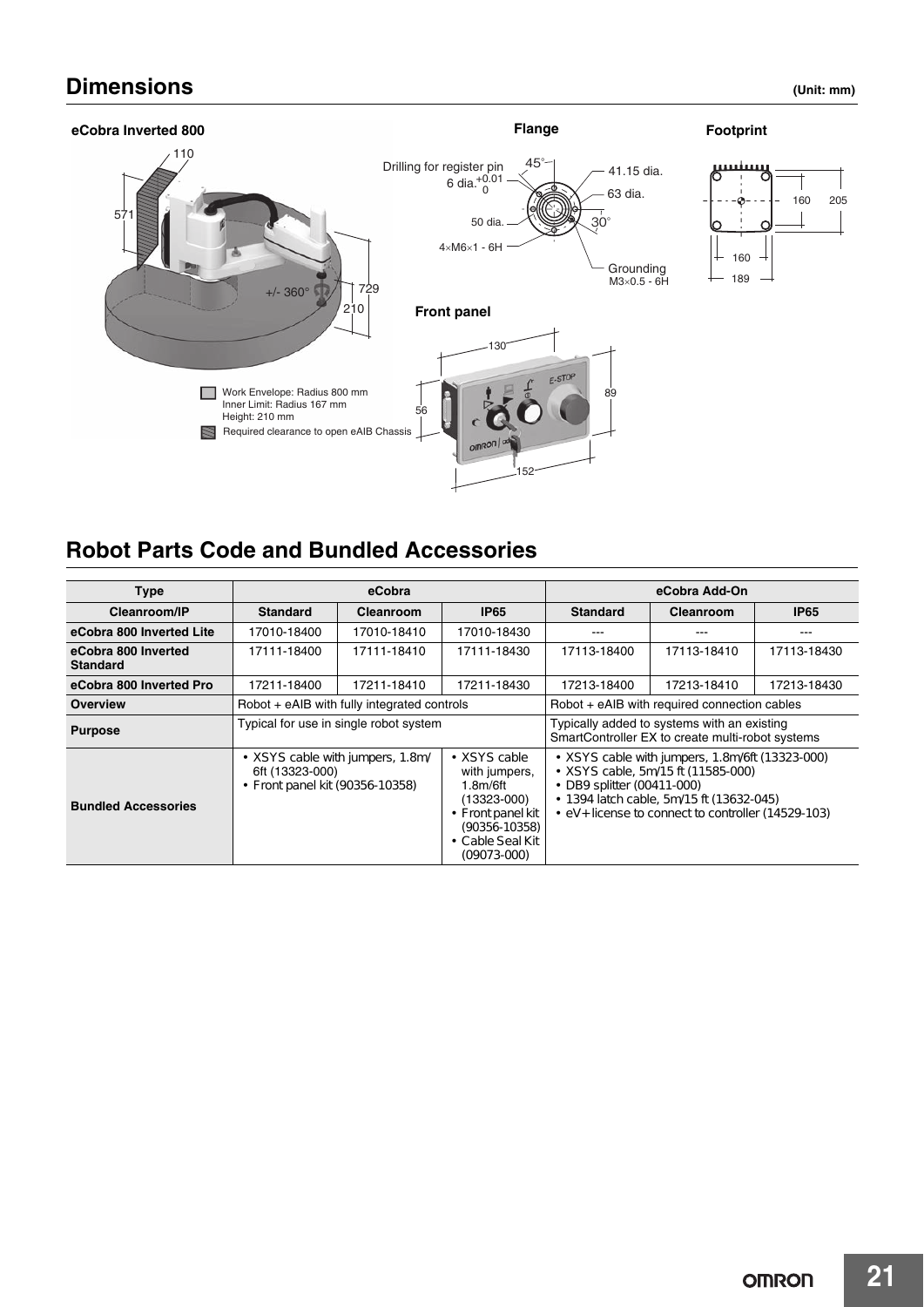## Dimensions

(Unit: mm)

**eCobra Inverted 800**

110
571
+/- 360°
729
210

Work Envelope: Radius 800 mm
Inner Limit: Radius 167 mm
Height: 210 mm

Required clearance to open eAIB Chassis

**Flange**

Drilling for register pin
6 dia.$^{+0.01}_{0}$
45°
41.15 dia.
63 dia.
50 dia.
30°
4×M6×1 - 6H
Grounding
M3×0.5 - 6H

**Footprint**

160
205
160
189

**Front panel**

130
89
56
152

## Robot Parts Code and Bundled Accessories

| Type | eCobra | | | eCobra Add-On | | |
|---|---|---|---|---|---|---|
| **Cleanroom/IP** | **Standard** | **Cleanroom** | **IP65** | **Standard** | **Cleanroom** | **IP65** |
| **eCobra 800 Inverted Lite** | 17010-18400 | 17010-18410 | 17010-18430 | --- | --- | --- |
| **eCobra 800 Inverted Standard** | 17111-18400 | 17111-18410 | 17111-18430 | 17113-18400 | 17113-18410 | 17113-18430 |
| **eCobra 800 Inverted Pro** | 17211-18400 | 17211-18410 | 17211-18430 | 17213-18400 | 17213-18410 | 17213-18430 |
| **Overview** | Robot + eAIB with fully integrated controls | | | Robot + eAIB with required connection cables | | |
| **Purpose** | Typical for use in single robot system | | | Typically added to systems with an existing SmartController EX to create multi-robot systems | | |
| **Bundled Accessories** | • XSYS cable with jumpers, 1.8m/6ft (13323-000)<br>• Front panel kit (90356-10358) | | • XSYS cable with jumpers, 1.8m/6ft (13323-000)<br>• Front panel kit (90356-10358)<br>• Cable Seal Kit (09073-000) | • XSYS cable with jumpers, 1.8m/6ft (13323-000)<br>• XSYS cable, 5m/15 ft (11585-000)<br>• DB9 splitter (00411-000)<br>• 1394 latch cable, 5m/15 ft (13632-045)<br>• eV+ license to connect to controller (14529-103) | | |